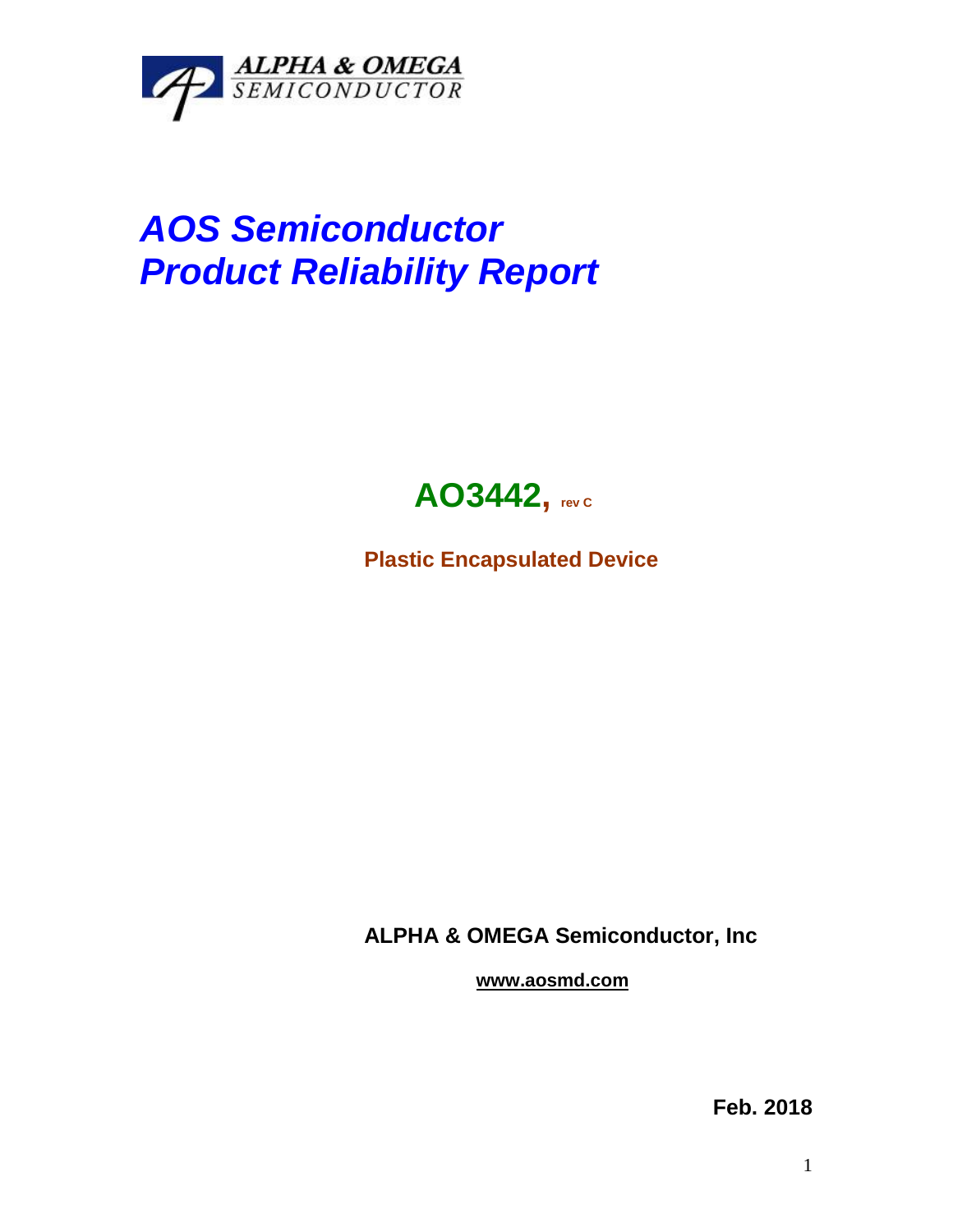ALPHA & OMEGA
SEMICONDUCTOR

# AOS Semiconductor
# Product Reliability Report

## AO3442, rev C

**Plastic Encapsulated Device**

**ALPHA & OMEGA Semiconductor, Inc**

**www.aosmd.com**

**Feb. 2018**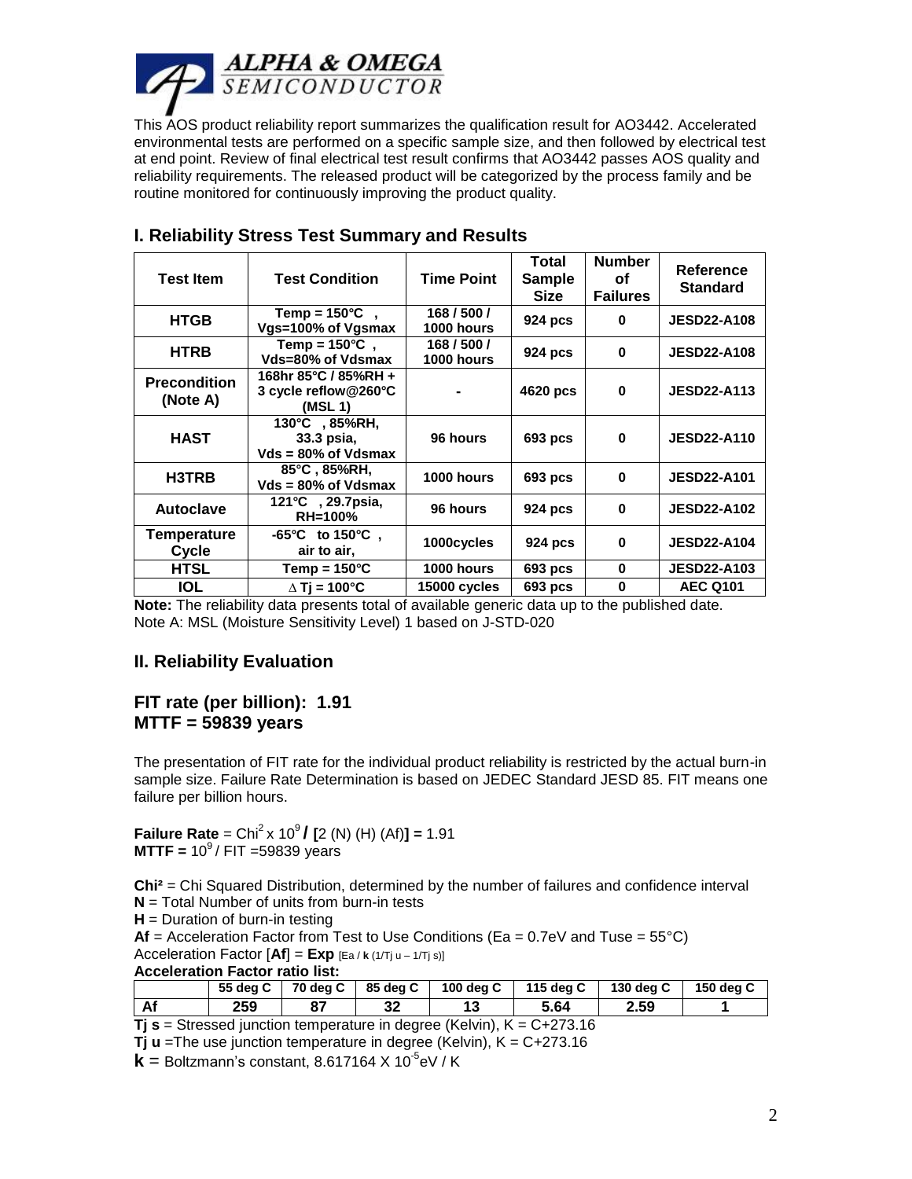**ALPHA & OMEGA SEMICONDUCTOR**

This AOS product reliability report summarizes the qualification result for AO3442. Accelerated environmental tests are performed on a specific sample size, and then followed by electrical test at end point. Review of final electrical test result confirms that AO3442 passes AOS quality and reliability requirements. The released product will be categorized by the process family and be routine monitored for continuously improving the product quality.

## I. Reliability Stress Test Summary and Results

| Test Item | Test Condition | Time Point | Total Sample Size | Number of Failures | Reference Standard |
|---|---|---|---|---|---|
| HTGB | Temp = 150°C , Vgs=100% of Vgsmax | 168 / 500 / 1000 hours | 924 pcs | 0 | JESD22-A108 |
| HTRB | Temp = 150°C , Vds=80% of Vdsmax | 168 / 500 / 1000 hours | 924 pcs | 0 | JESD22-A108 |
| Precondition (Note A) | 168hr 85°C / 85%RH + 3 cycle reflow@260°C (MSL 1) | - | 4620 pcs | 0 | JESD22-A113 |
| HAST | 130°C , 85%RH, 33.3 psia, Vds = 80% of Vdsmax | 96 hours | 693 pcs | 0 | JESD22-A110 |
| H3TRB | 85°C , 85%RH, Vds = 80% of Vdsmax | 1000 hours | 693 pcs | 0 | JESD22-A101 |
| Autoclave | 121°C , 29.7psia, RH=100% | 96 hours | 924 pcs | 0 | JESD22-A102 |
| Temperature Cycle | -65°C to 150°C , air to air, | 1000cycles | 924 pcs | 0 | JESD22-A104 |
| HTSL | Temp = 150°C | 1000 hours | 693 pcs | 0 | JESD22-A103 |
| IOL | $\Delta$ Tj = 100°C | 15000 cycles | 693 pcs | 0 | AEC Q101 |

**Note:** The reliability data presents total of available generic data up to the published date.
Note A: MSL (Moisture Sensitivity Level) 1 based on J-STD-020

## II. Reliability Evaluation

### FIT rate (per billion): 1.91
### MTTF = 59839 years

The presentation of FIT rate for the individual product reliability is restricted by the actual burn-in sample size. Failure Rate Determination is based on JEDEC Standard JESD 85. FIT means one failure per billion hours.

**Failure Rate** = $Chi^2 \times 10^9$ **/ [**2 (N) (H) (Af)**] =** 1.91
**MTTF =** $10^9$ / FIT =59839 years

**Chi²** = Chi Squared Distribution, determined by the number of failures and confidence interval
**N** = Total Number of units from burn-in tests
**H** = Duration of burn-in testing
**Af** = Acceleration Factor from Test to Use Conditions (Ea = 0.7eV and Tuse = 55°C)
Acceleration Factor [**Af**] = **Exp** [Ea / **k** (1/Tj u – 1/Tj s)]
**Acceleration Factor ratio list:**

| | 55 deg C | 70 deg C | 85 deg C | 100 deg C | 115 deg C | 130 deg C | 150 deg C |
|---|---|---|---|---|---|---|---|
| Af | 259 | 87 | 32 | 13 | 5.64 | 2.59 | 1 |

**Tj s** = Stressed junction temperature in degree (Kelvin), K = C+273.16
**Tj u** =The use junction temperature in degree (Kelvin), K = C+273.16
**k** = Boltzmann's constant, $8.617164 \times 10^{-5}$eV / K